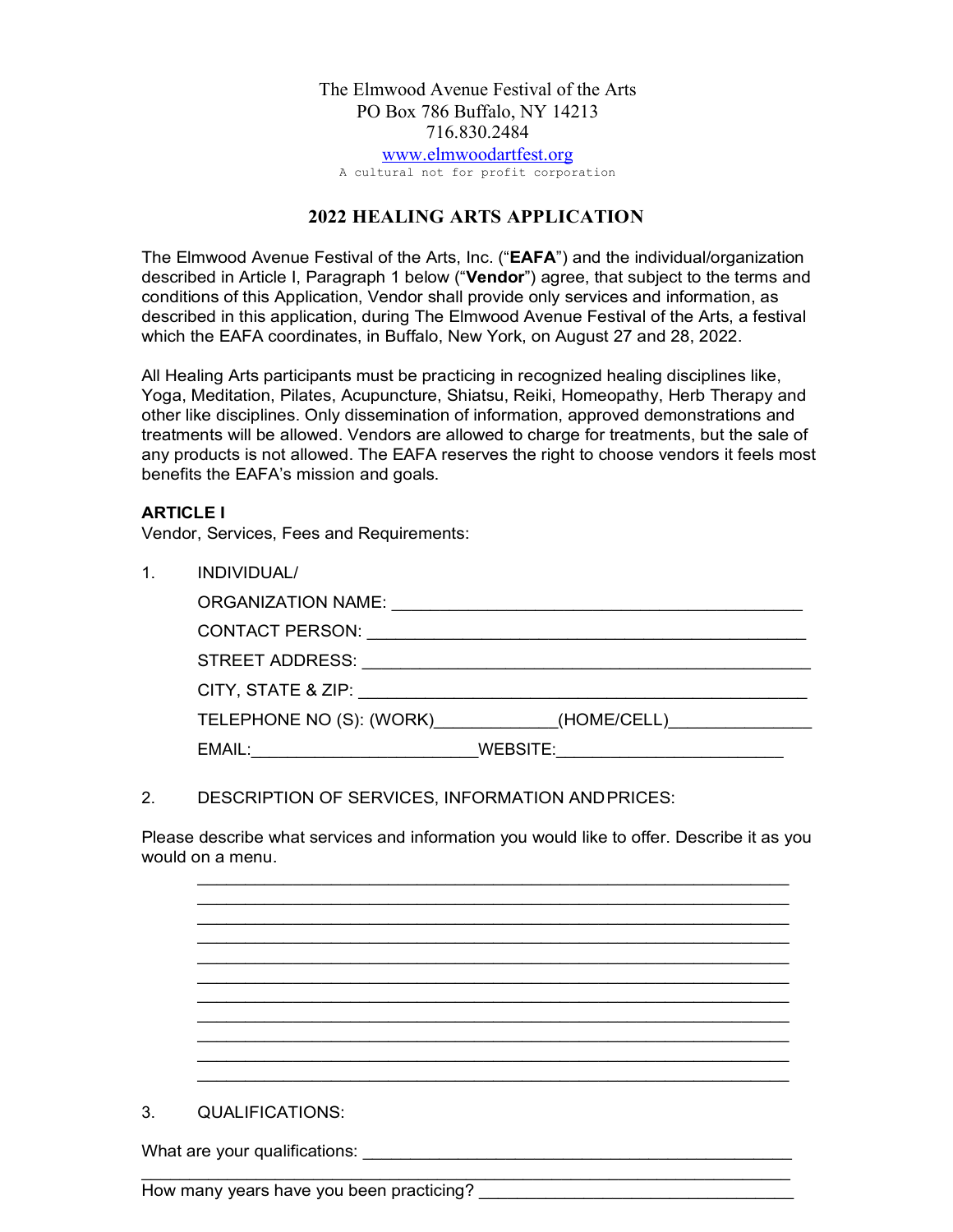The Elmwood Avenue Festival of the Arts
PO Box 786 Buffalo, NY 14213
716.830.2484
www.elmwoodartfest.org
A cultural not for profit corporation

# 2022 HEALING ARTS APPLICATION

The Elmwood Avenue Festival of the Arts, Inc. ("**EAFA**") and the individual/organization described in Article I, Paragraph 1 below ("**Vendor**") agree, that subject to the terms and conditions of this Application, Vendor shall provide only services and information, as described in this application, during The Elmwood Avenue Festival of the Arts, a festival which the EAFA coordinates, in Buffalo, New York, on August 27 and 28, 2022.

All Healing Arts participants must be practicing in recognized healing disciplines like, Yoga, Meditation, Pilates, Acupuncture, Shiatsu, Reiki, Homeopathy, Herb Therapy and other like disciplines. Only dissemination of information, approved demonstrations and treatments will be allowed. Vendors are allowed to charge for treatments, but the sale of any products is not allowed. The EAFA reserves the right to choose vendors it feels most benefits the EAFA's mission and goals.

**ARTICLE I**

Vendor, Services, Fees and Requirements:

1. INDIVIDUAL/

   ORGANIZATION NAME: ____________________________________________

   CONTACT PERSON: _______________________________________________

   STREET ADDRESS: _______________________________________________

   CITY, STATE & ZIP: _______________________________________________

   TELEPHONE NO (S): (WORK)_____________(HOME/CELL)_______________

   EMAIL:________________________WEBSITE:________________________

2. DESCRIPTION OF SERVICES, INFORMATION AND PRICES:

Please describe what services and information you would like to offer. Describe it as you would on a menu.

_________________________________________________________________
_________________________________________________________________
_________________________________________________________________
_________________________________________________________________
_________________________________________________________________
_________________________________________________________________
_________________________________________________________________
_________________________________________________________________
_________________________________________________________________
_________________________________________________________________
_________________________________________________________________

3. QUALIFICATIONS:

What are your qualifications: _______________________________________________
_________________________________________________________________

How many years have you been practicing? ___________________________________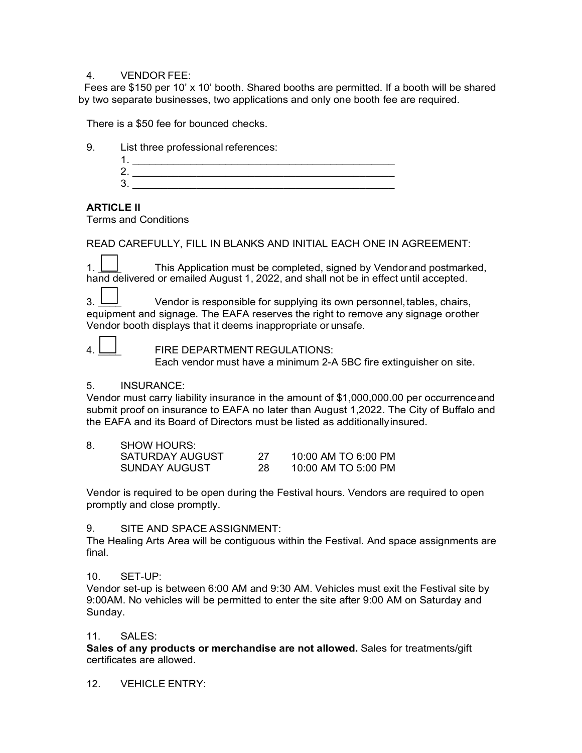4. VENDOR FEE:

Fees are $150 per 10' x 10' booth. Shared booths are permitted. If a booth will be shared by two separate businesses, two applications and only one booth fee are required.

There is a $50 fee for bounced checks.

9. List three professional references:
   1. _______________________________________________
   2. _______________________________________________
   3. _______________________________________________

**ARTICLE II**

Terms and Conditions

READ CAREFULLY, FILL IN BLANKS AND INITIAL EACH ONE IN AGREEMENT:

1. ☐ This Application must be completed, signed by Vendor and postmarked, hand delivered or emailed August 1, 2022, and shall not be in effect until accepted.

3. ☐ Vendor is responsible for supplying its own personnel, tables, chairs, equipment and signage. The EAFA reserves the right to remove any signage or other Vendor booth displays that it deems inappropriate or unsafe.

4. ☐ FIRE DEPARTMENT REGULATIONS:
   Each vendor must have a minimum 2-A 5BC fire extinguisher on site.

5. INSURANCE:

Vendor must carry liability insurance in the amount of $1,000,000.00 per occurrence and submit proof on insurance to EAFA no later than August 1,2022. The City of Buffalo and the EAFA and its Board of Directors must be listed as additionally insured.

8. SHOW HOURS:

| | | |
|---|---|---|
| SATURDAY AUGUST | 27 | 10:00 AM TO 6:00 PM |
| SUNDAY AUGUST | 28 | 10:00 AM TO 5:00 PM |

Vendor is required to be open during the Festival hours. Vendors are required to open promptly and close promptly.

9. SITE AND SPACE ASSIGNMENT:

The Healing Arts Area will be contiguous within the Festival. And space assignments are final.

10. SET-UP:

Vendor set-up is between 6:00 AM and 9:30 AM. Vehicles must exit the Festival site by 9:00AM. No vehicles will be permitted to enter the site after 9:00 AM on Saturday and Sunday.

11. SALES:

**Sales of any products or merchandise are not allowed.** Sales for treatments/gift certificates are allowed.

12. VEHICLE ENTRY: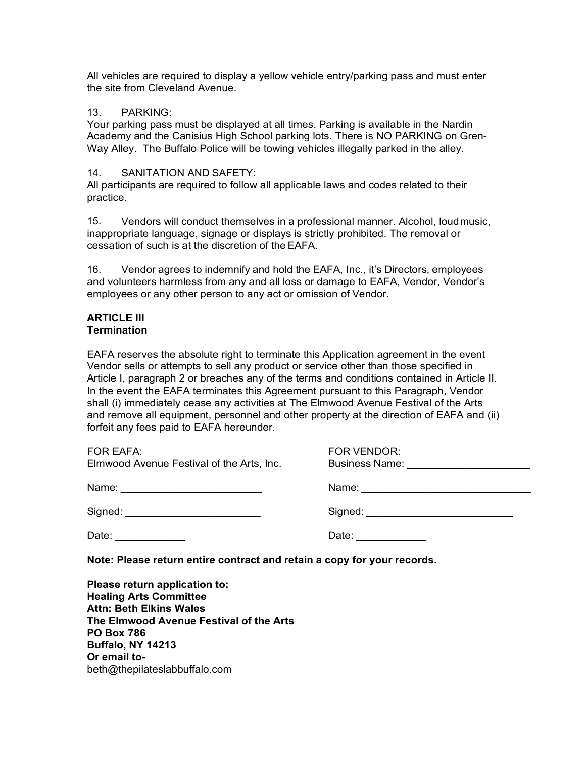All vehicles are required to display a yellow vehicle entry/parking pass and must enter the site from Cleveland Avenue.

13. PARKING:
Your parking pass must be displayed at all times. Parking is available in the Nardin Academy and the Canisius High School parking lots. There is NO PARKING on Gren-Way Alley. The Buffalo Police will be towing vehicles illegally parked in the alley.

14. SANITATION AND SAFETY:
All participants are required to follow all applicable laws and codes related to their practice.

15. Vendors will conduct themselves in a professional manner. Alcohol, loud music, inappropriate language, signage or displays is strictly prohibited. The removal or cessation of such is at the discretion of the EAFA.

16. Vendor agrees to indemnify and hold the EAFA, Inc., it's Directors, employees and volunteers harmless from any and all loss or damage to EAFA, Vendor, Vendor's employees or any other person to any act or omission of Vendor.

**ARTICLE III**
**Termination**

EAFA reserves the absolute right to terminate this Application agreement in the event Vendor sells or attempts to sell any product or service other than those specified in Article I, paragraph 2 or breaches any of the terms and conditions contained in Article II. In the event the EAFA terminates this Agreement pursuant to this Paragraph, Vendor shall (i) immediately cease any activities at The Elmwood Avenue Festival of the Arts and remove all equipment, personnel and other property at the direction of EAFA and (ii) forfeit any fees paid to EAFA hereunder.

FOR EAFA:
Elmwood Avenue Festival of the Arts, Inc.

Name: ________________________

Signed: _______________________

Date: ____________

FOR VENDOR:
Business Name: _____________________

Name: _____________________________

Signed: _________________________

Date: ____________

**Note: Please return entire contract and retain a copy for your records.**

**Please return application to:**
**Healing Arts Committee**
**Attn: Beth Elkins Wales**
**The Elmwood Avenue Festival of the Arts**
**PO Box 786**
**Buffalo, NY 14213**
**Or email to-**
beth@thepilateslabbuffalo.com